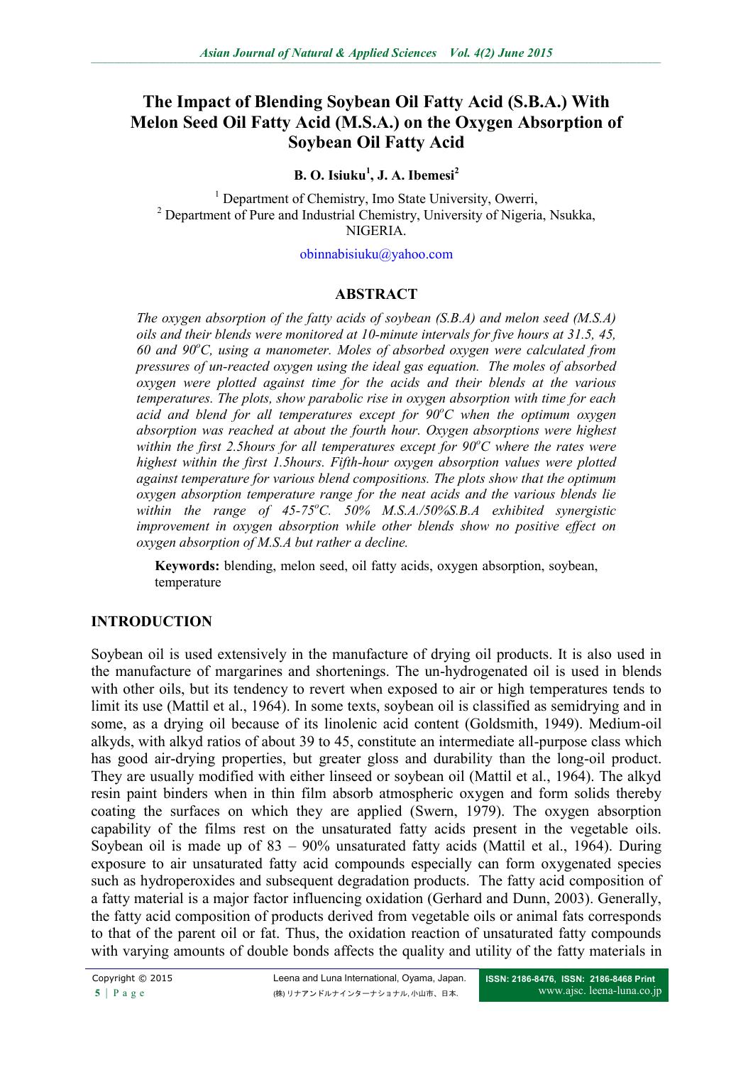# The Impact of Blending Soybean Oil Fatty Acid (S.B.A.) With Melon Seed Oil Fatty Acid (M.S.A.) on the Oxygen Absorption of Soybean Oil Fatty Acid

**B. O. Isiuku[1], J. A. Ibemesi[2]**

[1] Department of Chemistry, Imo State University, Owerri,
[2] Department of Pure and Industrial Chemistry, University of Nigeria, Nsukka, NIGERIA.

obinnabisiuku@yahoo.com

## ABSTRACT

*The oxygen absorption of the fatty acids of soybean (S.B.A) and melon seed (M.S.A) oils and their blends were monitored at 10-minute intervals for five hours at 31.5, 45, 60 and 90°C, using a manometer. Moles of absorbed oxygen were calculated from pressures of un-reacted oxygen using the ideal gas equation. The moles of absorbed oxygen were plotted against time for the acids and their blends at the various temperatures. The plots, show parabolic rise in oxygen absorption with time for each acid and blend for all temperatures except for 90°C when the optimum oxygen absorption was reached at about the fourth hour. Oxygen absorptions were highest within the first 2.5hours for all temperatures except for 90°C where the rates were highest within the first 1.5hours. Fifth-hour oxygen absorption values were plotted against temperature for various blend compositions. The plots show that the optimum oxygen absorption temperature range for the neat acids and the various blends lie within the range of 45-75°C. 50% M.S.A./50%S.B.A exhibited synergistic improvement in oxygen absorption while other blends show no positive effect on oxygen absorption of M.S.A but rather a decline.*

**Keywords:** blending, melon seed, oil fatty acids, oxygen absorption, soybean, temperature

## INTRODUCTION

Soybean oil is used extensively in the manufacture of drying oil products. It is also used in the manufacture of margarines and shortenings. The un-hydrogenated oil is used in blends with other oils, but its tendency to revert when exposed to air or high temperatures tends to limit its use (Mattil et al., 1964). In some texts, soybean oil is classified as semidrying and in some, as a drying oil because of its linolenic acid content (Goldsmith, 1949). Medium-oil alkyds, with alkyd ratios of about 39 to 45, constitute an intermediate all-purpose class which has good air-drying properties, but greater gloss and durability than the long-oil product. They are usually modified with either linseed or soybean oil (Mattil et al., 1964). The alkyd resin paint binders when in thin film absorb atmospheric oxygen and form solids thereby coating the surfaces on which they are applied (Swern, 1979). The oxygen absorption capability of the films rest on the unsaturated fatty acids present in the vegetable oils. Soybean oil is made up of 83 – 90% unsaturated fatty acids (Mattil et al., 1964). During exposure to air unsaturated fatty acid compounds especially can form oxygenated species such as hydroperoxides and subsequent degradation products. The fatty acid composition of a fatty material is a major factor influencing oxidation (Gerhard and Dunn, 2003). Generally, the fatty acid composition of products derived from vegetable oils or animal fats corresponds to that of the parent oil or fat. Thus, the oxidation reaction of unsaturated fatty compounds with varying amounts of double bonds affects the quality and utility of the fatty materials in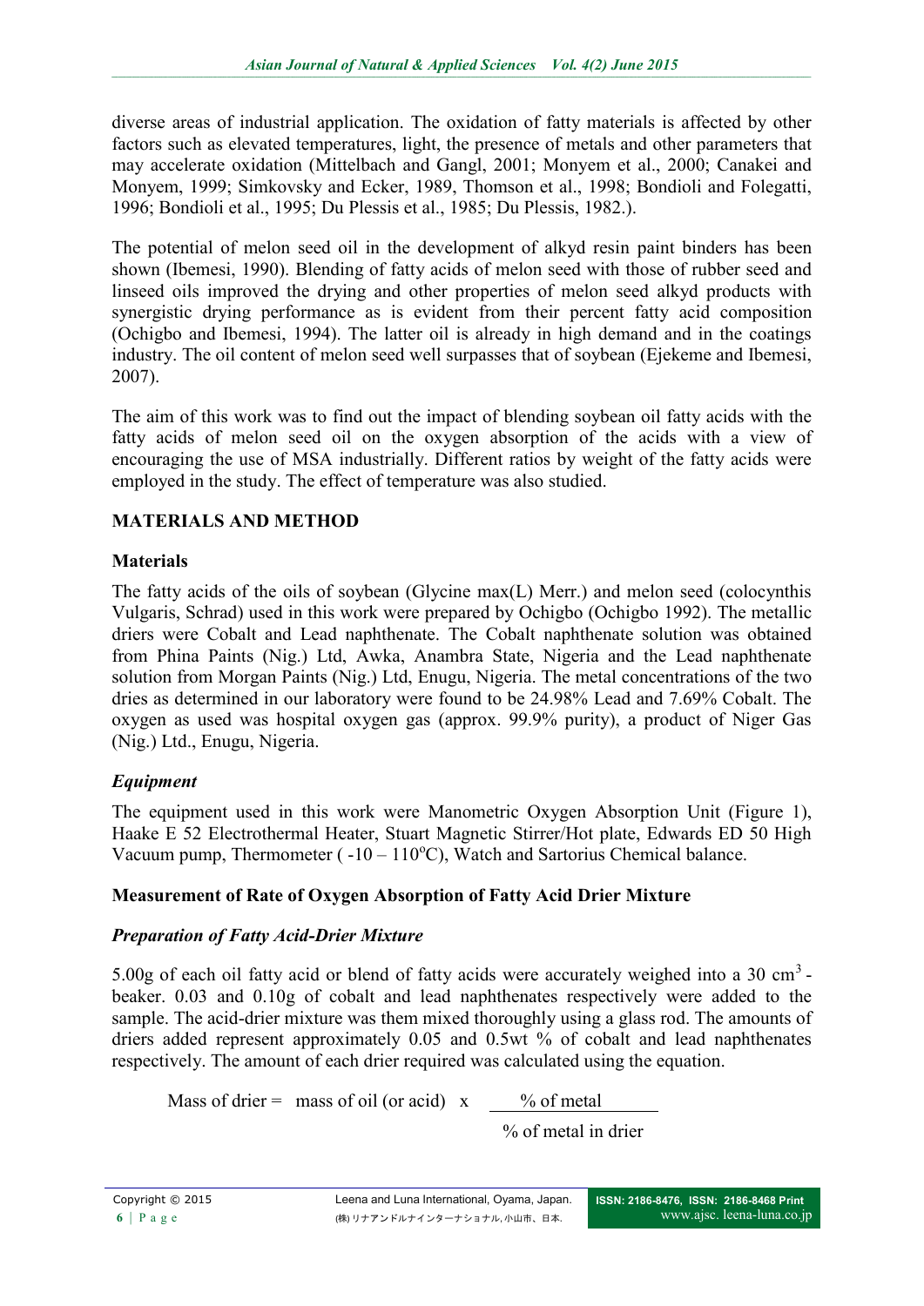diverse areas of industrial application. The oxidation of fatty materials is affected by other factors such as elevated temperatures, light, the presence of metals and other parameters that may accelerate oxidation (Mittelbach and Gangl, 2001; Monyem et al., 2000; Canakei and Monyem, 1999; Simkovsky and Ecker, 1989, Thomson et al., 1998; Bondioli and Folegatti, 1996; Bondioli et al., 1995; Du Plessis et al., 1985; Du Plessis, 1982.).

The potential of melon seed oil in the development of alkyd resin paint binders has been shown (Ibemesi, 1990). Blending of fatty acids of melon seed with those of rubber seed and linseed oils improved the drying and other properties of melon seed alkyd products with synergistic drying performance as is evident from their percent fatty acid composition (Ochigbo and Ibemesi, 1994). The latter oil is already in high demand and in the coatings industry. The oil content of melon seed well surpasses that of soybean (Ejekeme and Ibemesi, 2007).

The aim of this work was to find out the impact of blending soybean oil fatty acids with the fatty acids of melon seed oil on the oxygen absorption of the acids with a view of encouraging the use of MSA industrially. Different ratios by weight of the fatty acids were employed in the study. The effect of temperature was also studied.

## MATERIALS AND METHOD

### Materials

The fatty acids of the oils of soybean (Glycine max(L) Merr.) and melon seed (colocynthis Vulgaris, Schrad) used in this work were prepared by Ochigbo (Ochigbo 1992). The metallic driers were Cobalt and Lead naphthenate. The Cobalt naphthenate solution was obtained from Phina Paints (Nig.) Ltd, Awka, Anambra State, Nigeria and the Lead naphthenate solution from Morgan Paints (Nig.) Ltd, Enugu, Nigeria. The metal concentrations of the two dries as determined in our laboratory were found to be 24.98% Lead and 7.69% Cobalt. The oxygen as used was hospital oxygen gas (approx. 99.9% purity), a product of Niger Gas (Nig.) Ltd., Enugu, Nigeria.

### *Equipment*

The equipment used in this work were Manometric Oxygen Absorption Unit (Figure 1), Haake E 52 Electrothermal Heater, Stuart Magnetic Stirrer/Hot plate, Edwards ED 50 High Vacuum pump, Thermometer ( -10 – 110$^{o}$C), Watch and Sartorius Chemical balance.

### Measurement of Rate of Oxygen Absorption of Fatty Acid Drier Mixture

#### *Preparation of Fatty Acid-Drier Mixture*

5.00g of each oil fatty acid or blend of fatty acids were accurately weighed into a 30 cm$^3$ -beaker. 0.03 and 0.10g of cobalt and lead naphthenates respectively were added to the sample. The acid-drier mixture was them mixed thoroughly using a glass rod. The amounts of driers added represent approximately 0.05 and 0.5wt % of cobalt and lead naphthenates respectively. The amount of each drier required was calculated using the equation.

$$\text{Mass of drier} = \text{mass of oil (or acid)} \times \frac{\text{\% of metal}}{\text{\% of metal in drier}}$$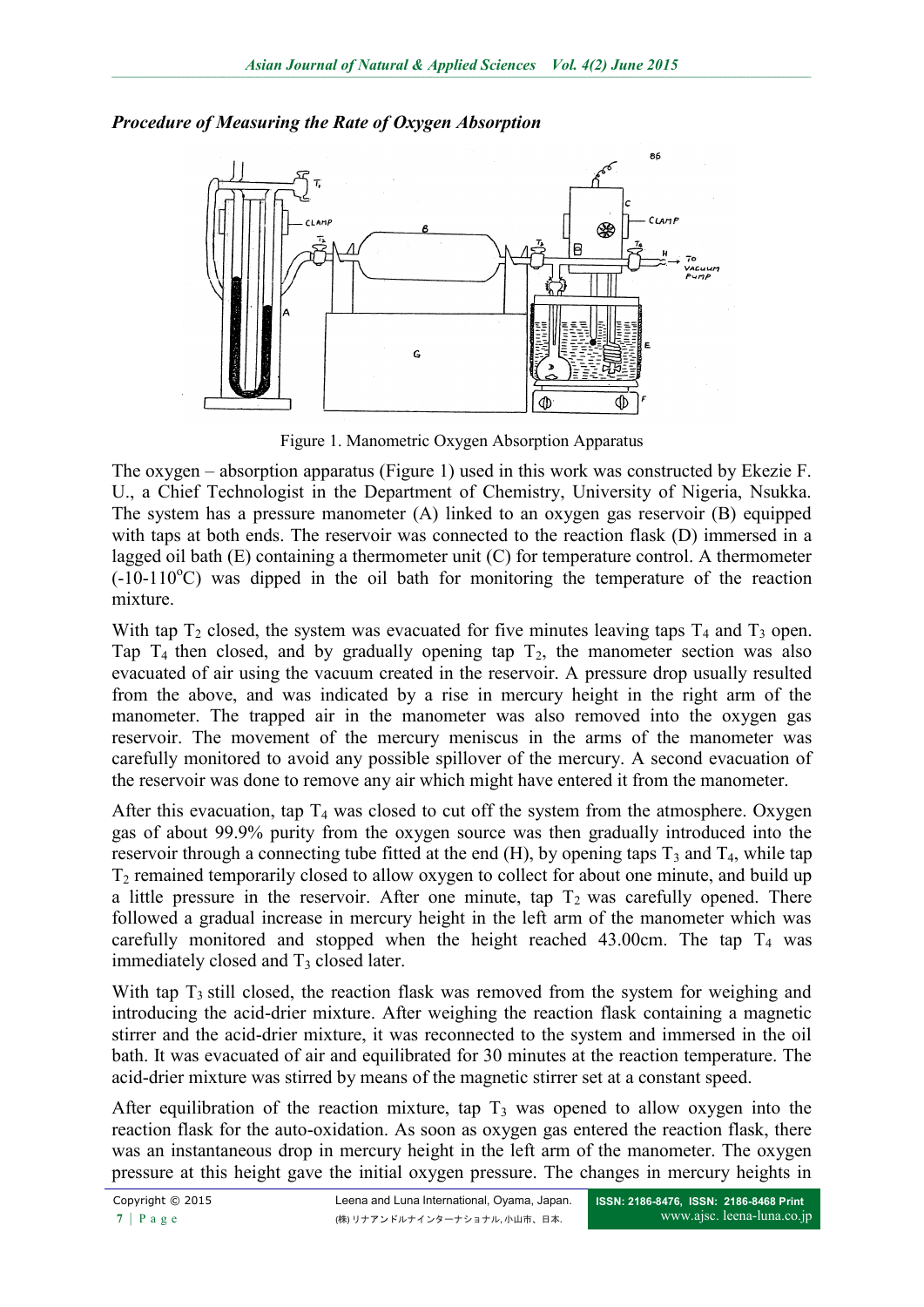### *Procedure of Measuring the Rate of Oxygen Absorption*

Figure 1. Manometric Oxygen Absorption Apparatus

The oxygen – absorption apparatus (Figure 1) used in this work was constructed by Ekezie F. U., a Chief Technologist in the Department of Chemistry, University of Nigeria, Nsukka. The system has a pressure manometer (A) linked to an oxygen gas reservoir (B) equipped with taps at both ends. The reservoir was connected to the reaction flask (D) immersed in a lagged oil bath (E) containing a thermometer unit (C) for temperature control. A thermometer (-10-110°C) was dipped in the oil bath for monitoring the temperature of the reaction mixture.

With tap $T_2$ closed, the system was evacuated for five minutes leaving taps $T_4$ and $T_3$ open. Tap $T_4$ then closed, and by gradually opening tap $T_2$, the manometer section was also evacuated of air using the vacuum created in the reservoir. A pressure drop usually resulted from the above, and was indicated by a rise in mercury height in the right arm of the manometer. The trapped air in the manometer was also removed into the oxygen gas reservoir. The movement of the mercury meniscus in the arms of the manometer was carefully monitored to avoid any possible spillover of the mercury. A second evacuation of the reservoir was done to remove any air which might have entered it from the manometer.

After this evacuation, tap $T_4$ was closed to cut off the system from the atmosphere. Oxygen gas of about 99.9% purity from the oxygen source was then gradually introduced into the reservoir through a connecting tube fitted at the end (H), by opening taps $T_3$ and $T_4$, while tap $T_2$ remained temporarily closed to allow oxygen to collect for about one minute, and build up a little pressure in the reservoir. After one minute, tap $T_2$ was carefully opened. There followed a gradual increase in mercury height in the left arm of the manometer which was carefully monitored and stopped when the height reached 43.00cm. The tap $T_4$ was immediately closed and $T_3$ closed later.

With tap $T_3$ still closed, the reaction flask was removed from the system for weighing and introducing the acid-drier mixture. After weighing the reaction flask containing a magnetic stirrer and the acid-drier mixture, it was reconnected to the system and immersed in the oil bath. It was evacuated of air and equilibrated for 30 minutes at the reaction temperature. The acid-drier mixture was stirred by means of the magnetic stirrer set at a constant speed.

After equilibration of the reaction mixture, tap $T_3$ was opened to allow oxygen into the reaction flask for the auto-oxidation. As soon as oxygen gas entered the reaction flask, there was an instantaneous drop in mercury height in the left arm of the manometer. The oxygen pressure at this height gave the initial oxygen pressure. The changes in mercury heights in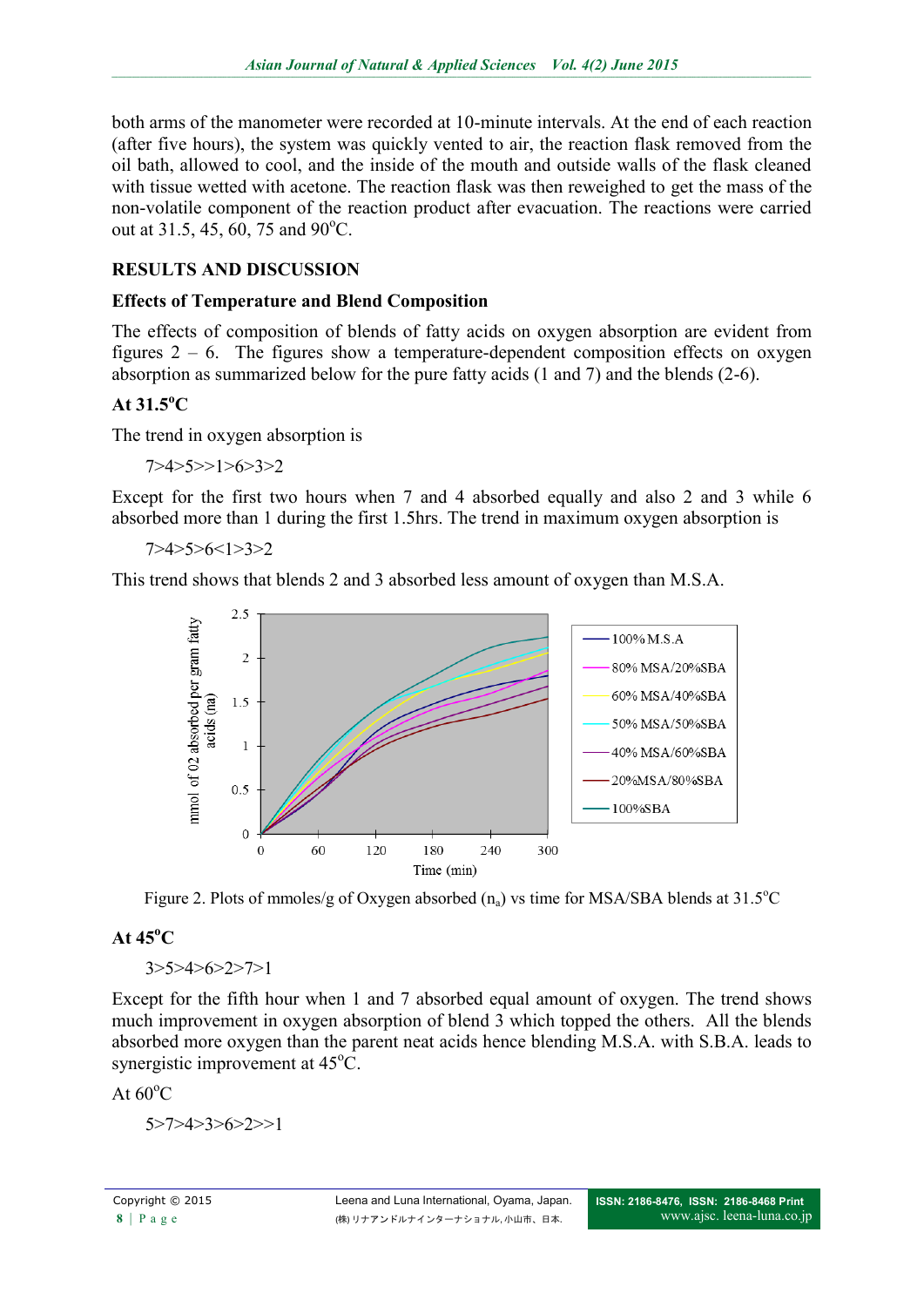both arms of the manometer were recorded at 10-minute intervals. At the end of each reaction (after five hours), the system was quickly vented to air, the reaction flask removed from the oil bath, allowed to cool, and the inside of the mouth and outside walls of the flask cleaned with tissue wetted with acetone. The reaction flask was then reweighed to get the mass of the non-volatile component of the reaction product after evacuation. The reactions were carried out at 31.5, 45, 60, 75 and 90°C.

## RESULTS AND DISCUSSION

### Effects of Temperature and Blend Composition

The effects of composition of blends of fatty acids on oxygen absorption are evident from figures 2 – 6. The figures show a temperature-dependent composition effects on oxygen absorption as summarized below for the pure fatty acids (1 and 7) and the blends (2-6).

### At 31.5°C

The trend in oxygen absorption is

7>4>5>>1>6>3>2

Except for the first two hours when 7 and 4 absorbed equally and also 2 and 3 while 6 absorbed more than 1 during the first 1.5hrs. The trend in maximum oxygen absorption is

7>4>5>6<1>3>2

This trend shows that blends 2 and 3 absorbed less amount of oxygen than M.S.A.

Figure 2. Plots of mmoles/g of Oxygen absorbed ($n_a$) vs time for MSA/SBA blends at 31.5°C

### At 45°C

3>5>4>6>2>7>1

Except for the fifth hour when 1 and 7 absorbed equal amount of oxygen. The trend shows much improvement in oxygen absorption of blend 3 which topped the others. All the blends absorbed more oxygen than the parent neat acids hence blending M.S.A. with S.B.A. leads to synergistic improvement at 45°C.

At 60°C

5>7>4>3>6>2>>1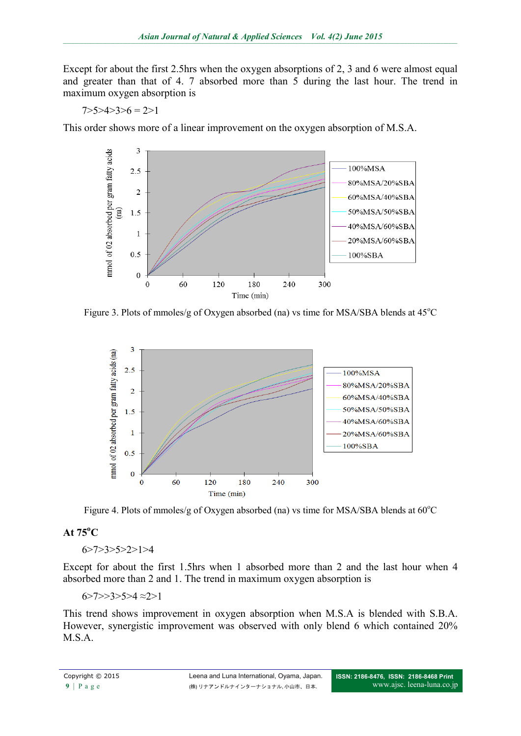Except for about the first 2.5hrs when the oxygen absorptions of 2, 3 and 6 were almost equal and greater than that of 4. 7 absorbed more than 5 during the last hour. The trend in maximum oxygen absorption is

7>5>4>3>6 = 2>1

This order shows more of a linear improvement on the oxygen absorption of M.S.A.

Figure 3. Plots of mmoles/g of Oxygen absorbed (na) vs time for MSA/SBA blends at 45°C

Figure 4. Plots of mmoles/g of Oxygen absorbed (na) vs time for MSA/SBA blends at 60°C

### At 75°C

6>7>3>5>2>1>4

Except for about the first 1.5hrs when 1 absorbed more than 2 and the last hour when 4 absorbed more than 2 and 1. The trend in maximum oxygen absorption is

6>7>>3>5>4 ≈2>1

This trend shows improvement in oxygen absorption when M.S.A is blended with S.B.A. However, synergistic improvement was observed with only blend 6 which contained 20% M.S.A.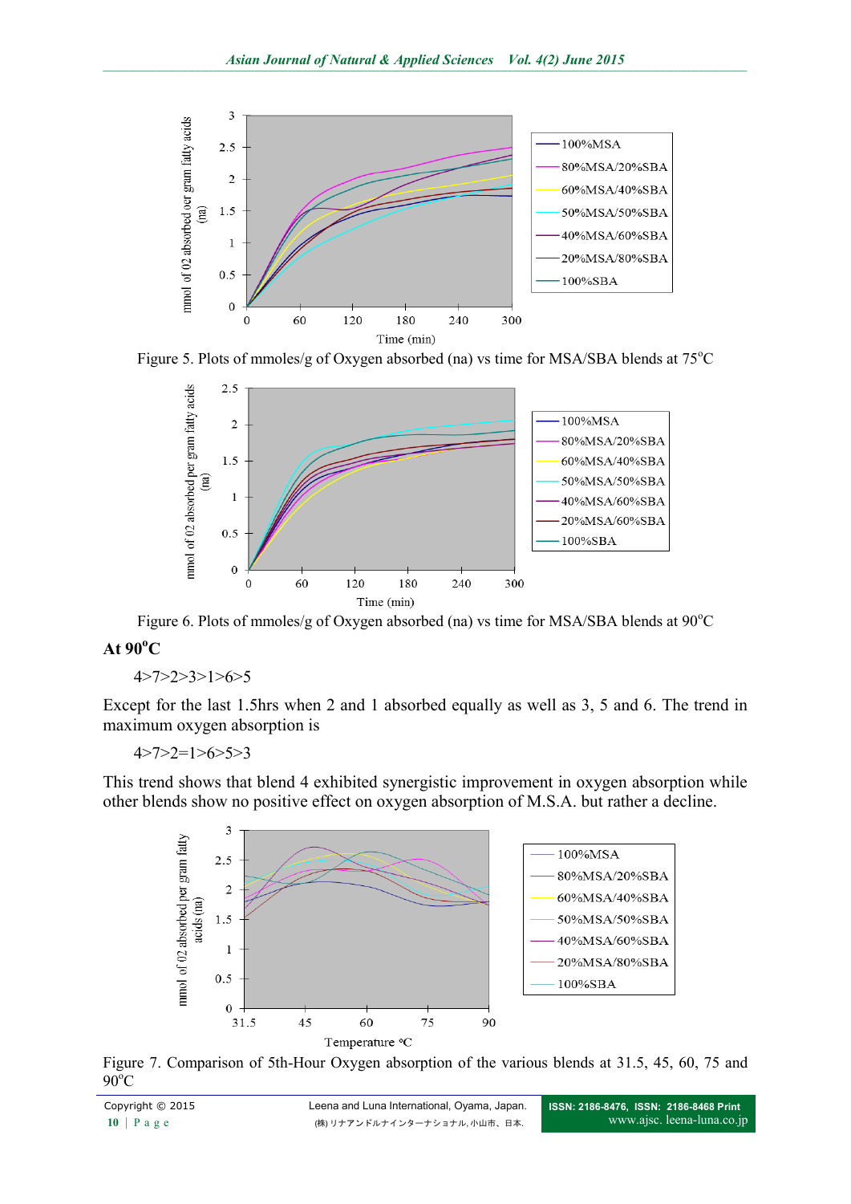Figure 5. Plots of mmoles/g of Oxygen absorbed (na) vs time for MSA/SBA blends at 75$^{o}$C

Figure 6. Plots of mmoles/g of Oxygen absorbed (na) vs time for MSA/SBA blends at 90$^{o}$C

**At 90$^{o}$C**

4>7>2>3>1>6>5

Except for the last 1.5hrs when 2 and 1 absorbed equally as well as 3, 5 and 6. The trend in maximum oxygen absorption is

4>7>2=1>6>5>3

This trend shows that blend 4 exhibited synergistic improvement in oxygen absorption while other blends show no positive effect on oxygen absorption of M.S.A. but rather a decline.

Figure 7. Comparison of 5th-Hour Oxygen absorption of the various blends at 31.5, 45, 60, 75 and 90$^{o}$C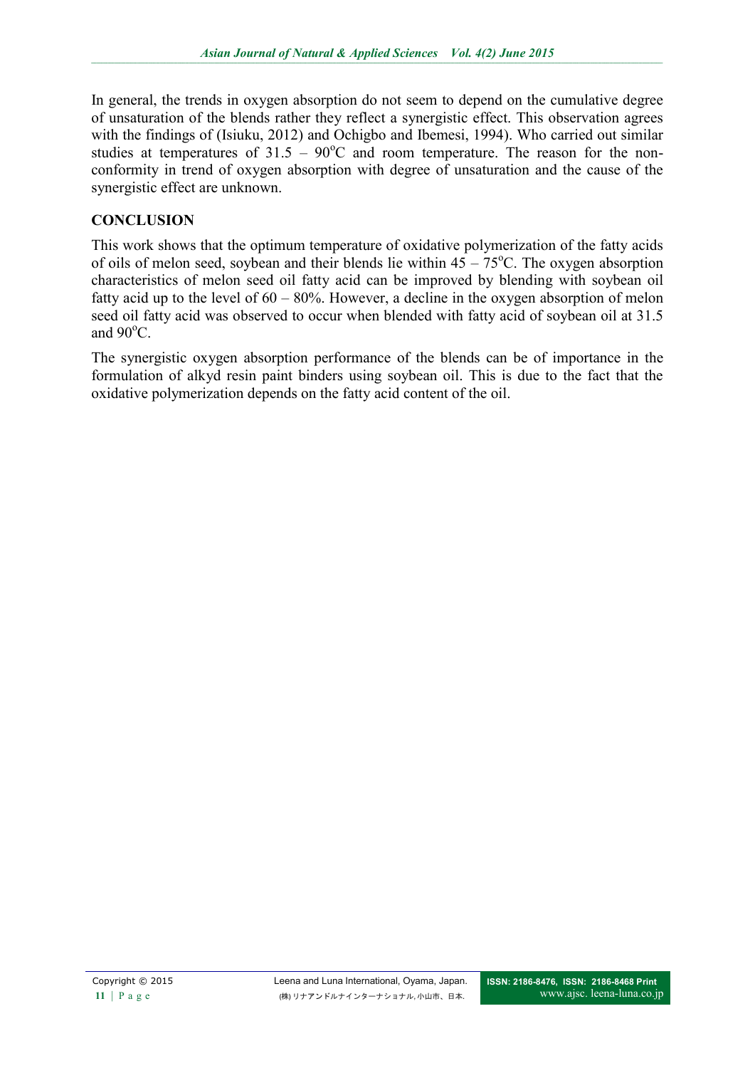In general, the trends in oxygen absorption do not seem to depend on the cumulative degree of unsaturation of the blends rather they reflect a synergistic effect. This observation agrees with the findings of (Isiuku, 2012) and Ochigbo and Ibemesi, 1994). Who carried out similar studies at temperatures of 31.5 – 90°C and room temperature. The reason for the non-conformity in trend of oxygen absorption with degree of unsaturation and the cause of the synergistic effect are unknown.

## CONCLUSION

This work shows that the optimum temperature of oxidative polymerization of the fatty acids of oils of melon seed, soybean and their blends lie within 45 – 75°C. The oxygen absorption characteristics of melon seed oil fatty acid can be improved by blending with soybean oil fatty acid up to the level of 60 – 80%. However, a decline in the oxygen absorption of melon seed oil fatty acid was observed to occur when blended with fatty acid of soybean oil at 31.5 and 90°C.

The synergistic oxygen absorption performance of the blends can be of importance in the formulation of alkyd resin paint binders using soybean oil. This is due to the fact that the oxidative polymerization depends on the fatty acid content of the oil.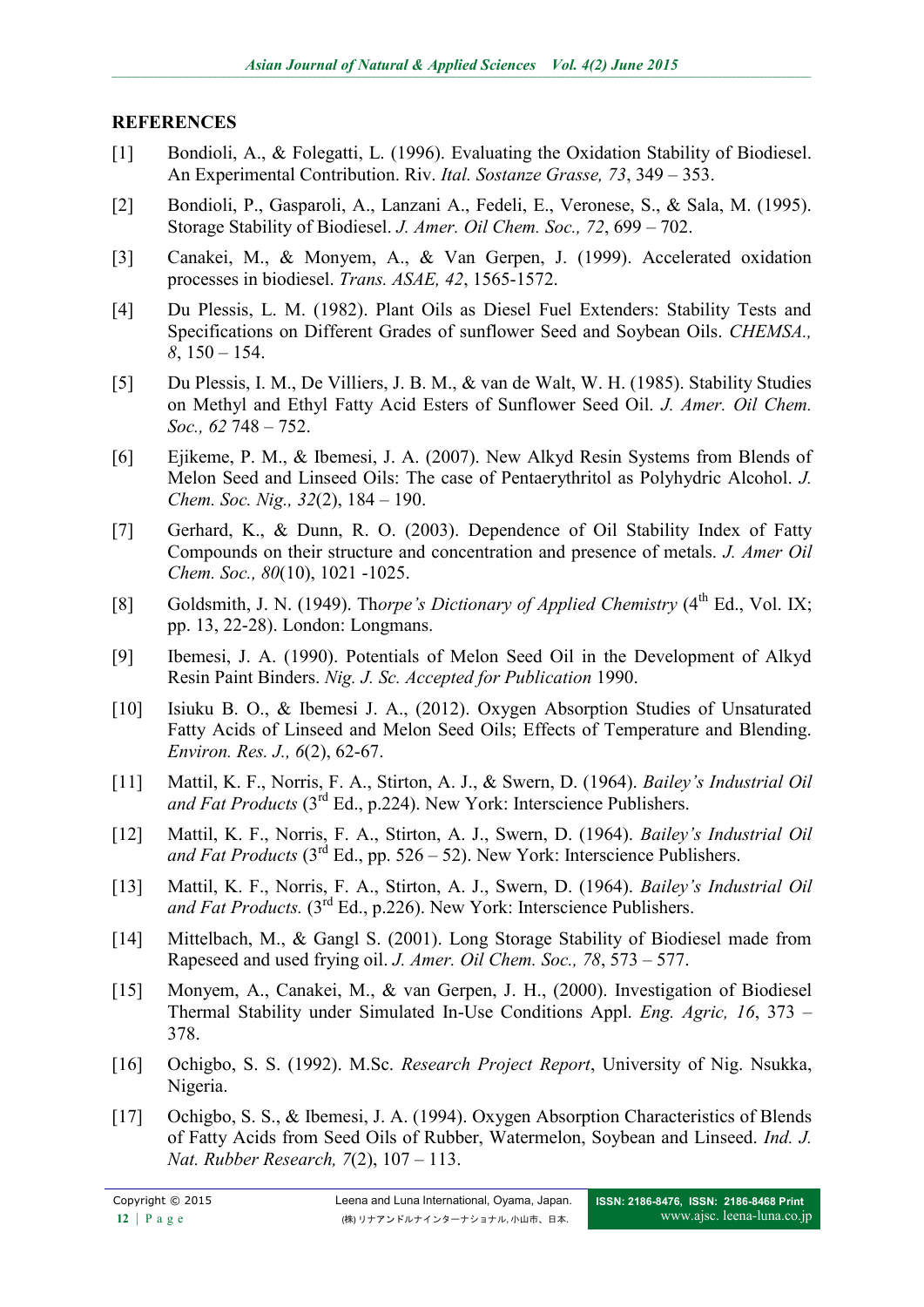## REFERENCES

[1] Bondioli, A., & Folegatti, L. (1996). Evaluating the Oxidation Stability of Biodiesel. An Experimental Contribution. Riv. *Ital. Sostanze Grasse, 73*, 349 – 353.

[2] Bondioli, P., Gasparoli, A., Lanzani A., Fedeli, E., Veronese, S., & Sala, M. (1995). Storage Stability of Biodiesel. *J. Amer. Oil Chem. Soc., 72*, 699 – 702.

[3] Canakei, M., & Monyem, A., & Van Gerpen, J. (1999). Accelerated oxidation processes in biodiesel. *Trans. ASAE, 42*, 1565-1572.

[4] Du Plessis, L. M. (1982). Plant Oils as Diesel Fuel Extenders: Stability Tests and Specifications on Different Grades of sunflower Seed and Soybean Oils. *CHEMSA., 8*, 150 – 154.

[5] Du Plessis, I. M., De Villiers, J. B. M., & van de Walt, W. H. (1985). Stability Studies on Methyl and Ethyl Fatty Acid Esters of Sunflower Seed Oil. *J. Amer. Oil Chem. Soc., 62* 748 – 752.

[6] Ejikeme, P. M., & Ibemesi, J. A. (2007). New Alkyd Resin Systems from Blends of Melon Seed and Linseed Oils: The case of Pentaerythritol as Polyhydric Alcohol. *J. Chem. Soc. Nig., 32*(2), 184 – 190.

[7] Gerhard, K., & Dunn, R. O. (2003). Dependence of Oil Stability Index of Fatty Compounds on their structure and concentration and presence of metals. *J. Amer Oil Chem. Soc., 80*(10), 1021 -1025.

[8] Goldsmith, J. N. (1949). Th*orpe's Dictionary of Applied Chemistry* (4th Ed., Vol. IX; pp. 13, 22-28). London: Longmans.

[9] Ibemesi, J. A. (1990). Potentials of Melon Seed Oil in the Development of Alkyd Resin Paint Binders. *Nig. J. Sc. Accepted for Publication* 1990.

[10] Isiuku B. O., & Ibemesi J. A., (2012). Oxygen Absorption Studies of Unsaturated Fatty Acids of Linseed and Melon Seed Oils; Effects of Temperature and Blending. *Environ. Res. J., 6*(2), 62-67.

[11] Mattil, K. F., Norris, F. A., Stirton, A. J., & Swern, D. (1964). *Bailey's Industrial Oil and Fat Products* (3rd Ed., p.224). New York: Interscience Publishers.

[12] Mattil, K. F., Norris, F. A., Stirton, A. J., Swern, D. (1964). *Bailey's Industrial Oil and Fat Products* (3rd Ed., pp. 526 – 52). New York: Interscience Publishers.

[13] Mattil, K. F., Norris, F. A., Stirton, A. J., Swern, D. (1964). *Bailey's Industrial Oil and Fat Products.* (3rd Ed., p.226). New York: Interscience Publishers.

[14] Mittelbach, M., & Gangl S. (2001). Long Storage Stability of Biodiesel made from Rapeseed and used frying oil. *J. Amer. Oil Chem. Soc., 78*, 573 – 577.

[15] Monyem, A., Canakei, M., & van Gerpen, J. H., (2000). Investigation of Biodiesel Thermal Stability under Simulated In-Use Conditions Appl. *Eng. Agric, 16*, 373 – 378.

[16] Ochigbo, S. S. (1992). M.Sc. *Research Project Report*, University of Nig. Nsukka, Nigeria.

[17] Ochigbo, S. S., & Ibemesi, J. A. (1994). Oxygen Absorption Characteristics of Blends of Fatty Acids from Seed Oils of Rubber, Watermelon, Soybean and Linseed. *Ind. J. Nat. Rubber Research, 7*(2), 107 – 113.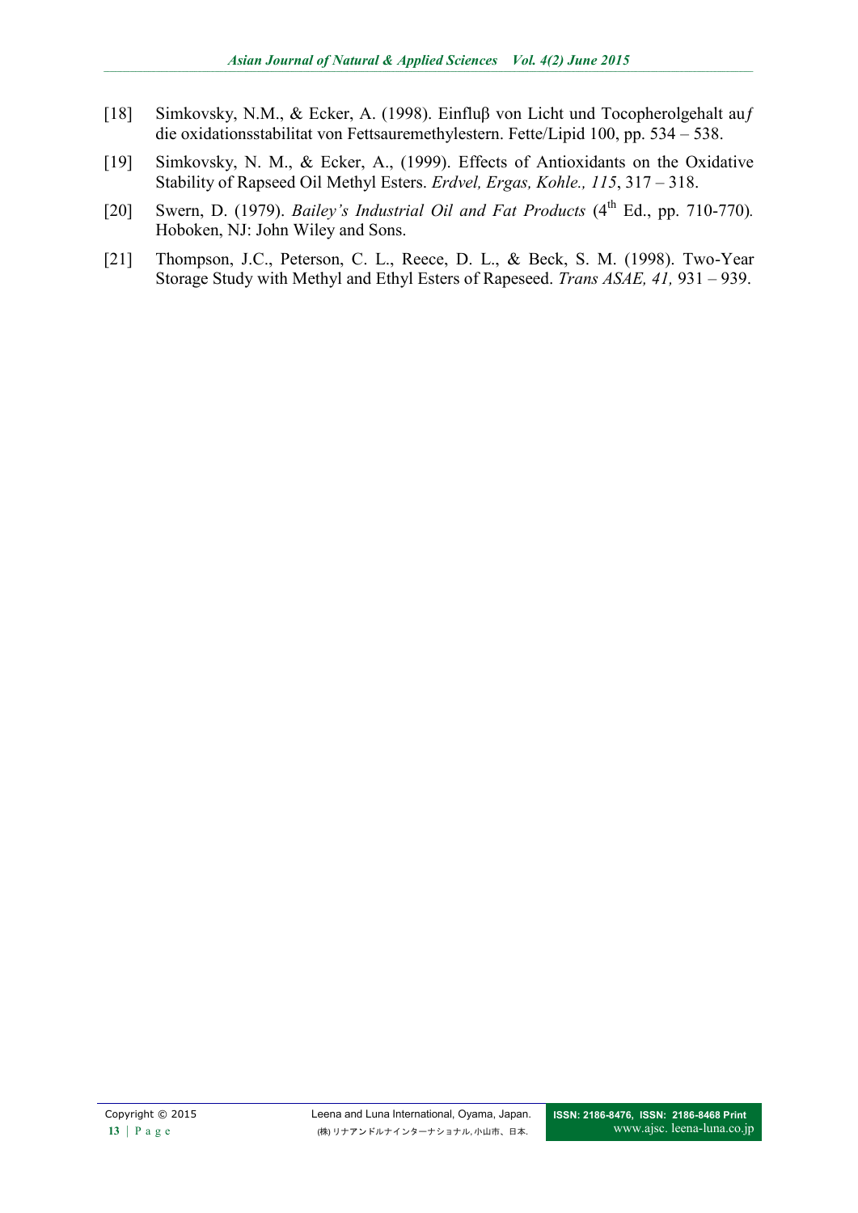[18] Simkovsky, N.M., & Ecker, A. (1998). Einfluβ von Licht und Tocopherolgehalt au*f* die oxidationsstabilitat von Fettsauremethylestern. Fette/Lipid 100, pp. 534 – 538.

[19] Simkovsky, N. M., & Ecker, A., (1999). Effects of Antioxidants on the Oxidative Stability of Rapseed Oil Methyl Esters. *Erdvel, Ergas, Kohle., 115*, 317 – 318.

[20] Swern, D. (1979). *Bailey's Industrial Oil and Fat Products* (4th Ed., pp. 710-770). Hoboken, NJ: John Wiley and Sons.

[21] Thompson, J.C., Peterson, C. L., Reece, D. L., & Beck, S. M. (1998). Two-Year Storage Study with Methyl and Ethyl Esters of Rapeseed. *Trans ASAE, 41,* 931 – 939.